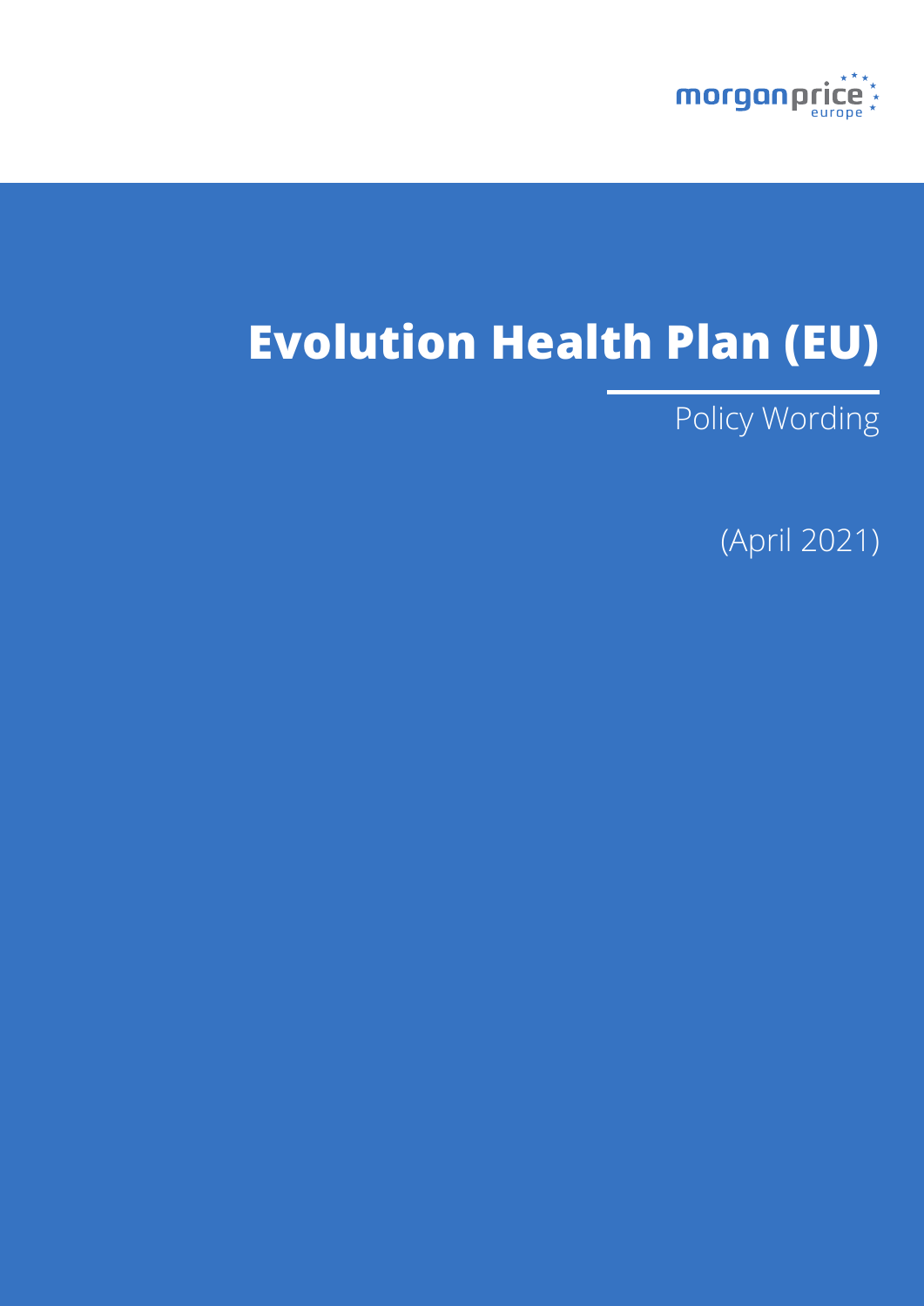morganprice europe

# Evolution Health Plan (EU)

Policy Wording

(April 2021)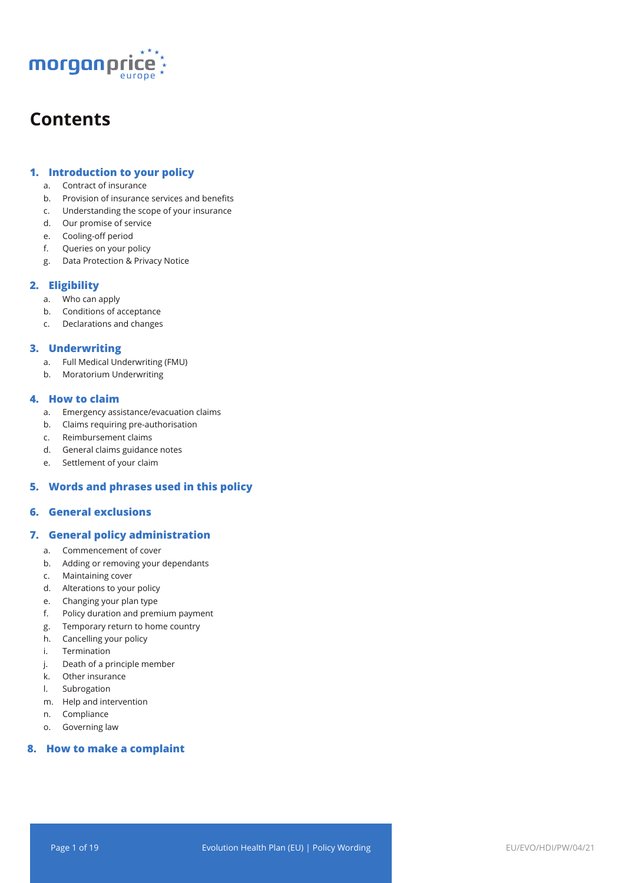# Contents

## 1. Introduction to your policy

a. Contract of insurance
b. Provision of insurance services and benefits
c. Understanding the scope of your insurance
d. Our promise of service
e. Cooling-off period
f. Queries on your policy
g. Data Protection & Privacy Notice

## 2. Eligibility

a. Who can apply
b. Conditions of acceptance
c. Declarations and changes

## 3. Underwriting

a. Full Medical Underwriting (FMU)
b. Moratorium Underwriting

## 4. How to claim

a. Emergency assistance/evacuation claims
b. Claims requiring pre-authorisation
c. Reimbursement claims
d. General claims guidance notes
e. Settlement of your claim

## 5. Words and phrases used in this policy

## 6. General exclusions

## 7. General policy administration

a. Commencement of cover
b. Adding or removing your dependants
c. Maintaining cover
d. Alterations to your policy
e. Changing your plan type
f. Policy duration and premium payment
g. Temporary return to home country
h. Cancelling your policy
i. Termination
j. Death of a principle member
k. Other insurance
l. Subrogation
m. Help and intervention
n. Compliance
o. Governing law

## 8. How to make a complaint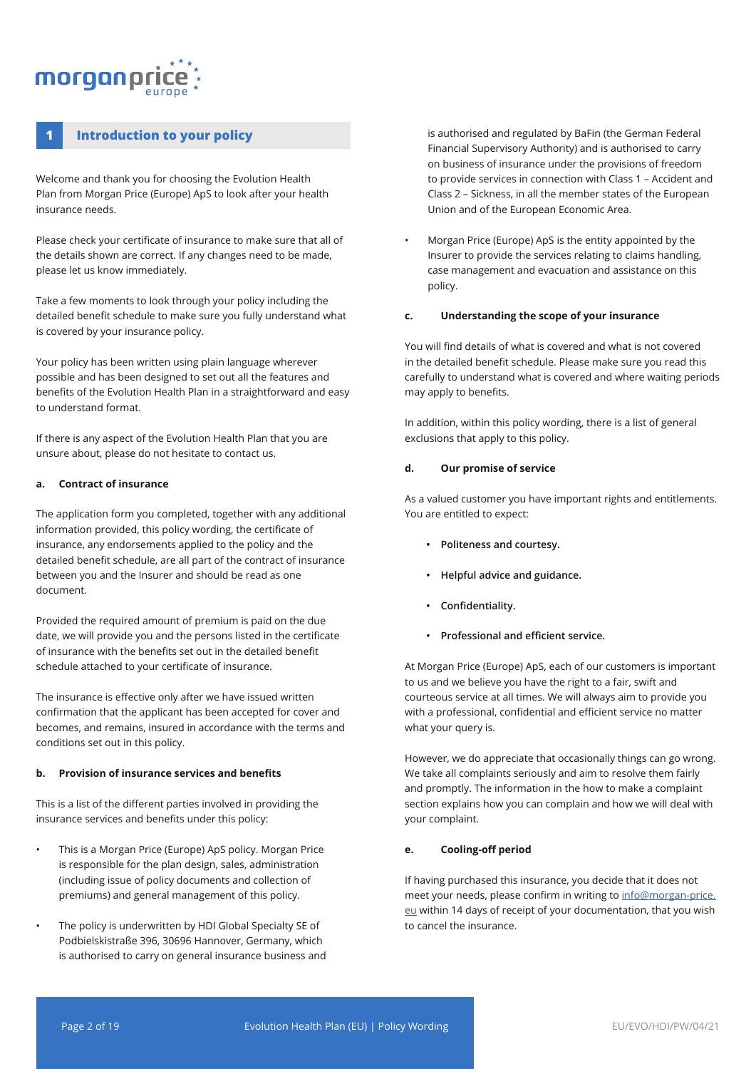## 1 Introduction to your policy

Welcome and thank you for choosing the Evolution Health Plan from Morgan Price (Europe) ApS to look after your health insurance needs.

Please check your certificate of insurance to make sure that all of the details shown are correct. If any changes need to be made, please let us know immediately.

Take a few moments to look through your policy including the detailed benefit schedule to make sure you fully understand what is covered by your insurance policy.

Your policy has been written using plain language wherever possible and has been designed to set out all the features and benefits of the Evolution Health Plan in a straightforward and easy to understand format.

If there is any aspect of the Evolution Health Plan that you are unsure about, please do not hesitate to contact us.

### a. Contract of insurance

The application form you completed, together with any additional information provided, this policy wording, the certificate of insurance, any endorsements applied to the policy and the detailed benefit schedule, are all part of the contract of insurance between you and the Insurer and should be read as one document.

Provided the required amount of premium is paid on the due date, we will provide you and the persons listed in the certificate of insurance with the benefits set out in the detailed benefit schedule attached to your certificate of insurance.

The insurance is effective only after we have issued written confirmation that the applicant has been accepted for cover and becomes, and remains, insured in accordance with the terms and conditions set out in this policy.

### b. Provision of insurance services and benefits

This is a list of the different parties involved in providing the insurance services and benefits under this policy:

- This is a Morgan Price (Europe) ApS policy. Morgan Price is responsible for the plan design, sales, administration (including issue of policy documents and collection of premiums) and general management of this policy.
- The policy is underwritten by HDI Global Specialty SE of Podbielskistraße 396, 30696 Hannover, Germany, which is authorised to carry on general insurance business and is authorised and regulated by BaFin (the German Federal Financial Supervisory Authority) and is authorised to carry on business of insurance under the provisions of freedom to provide services in connection with Class 1 – Accident and Class 2 – Sickness, in all the member states of the European Union and of the European Economic Area.
- Morgan Price (Europe) ApS is the entity appointed by the Insurer to provide the services relating to claims handling, case management and evacuation and assistance on this policy.

### c. Understanding the scope of your insurance

You will find details of what is covered and what is not covered in the detailed benefit schedule. Please make sure you read this carefully to understand what is covered and where waiting periods may apply to benefits.

In addition, within this policy wording, there is a list of general exclusions that apply to this policy.

### d. Our promise of service

As a valued customer you have important rights and entitlements. You are entitled to expect:

- **Politeness and courtesy.**
- **Helpful advice and guidance.**
- **Confidentiality.**
- **Professional and efficient service.**

At Morgan Price (Europe) ApS, each of our customers is important to us and we believe you have the right to a fair, swift and courteous service at all times. We will always aim to provide you with a professional, confidential and efficient service no matter what your query is.

However, we do appreciate that occasionally things can go wrong. We take all complaints seriously and aim to resolve them fairly and promptly. The information in the how to make a complaint section explains how you can complain and how we will deal with your complaint.

### e. Cooling-off period

If having purchased this insurance, you decide that it does not meet your needs, please confirm in writing to info@morgan-price.eu within 14 days of receipt of your documentation, that you wish to cancel the insurance.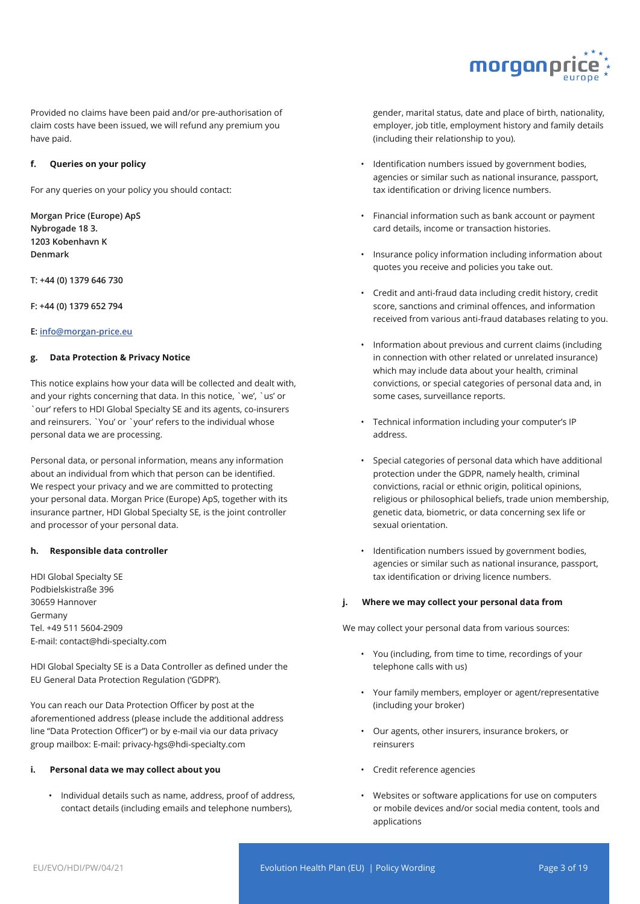Provided no claims have been paid and/or pre-authorisation of claim costs have been issued, we will refund any premium you have paid.

#### f. Queries on your policy

For any queries on your policy you should contact:

**Morgan Price (Europe) ApS**
**Nybrogade 18 3.**
**1203 Kobenhavn K**
**Denmark**

**T: +44 (0) 1379 646 730**

**F: +44 (0) 1379 652 794**

**E: info@morgan-price.eu**

#### g. Data Protection & Privacy Notice

This notice explains how your data will be collected and dealt with, and your rights concerning that data. In this notice, `we', `us' or `our' refers to HDI Global Specialty SE and its agents, co-insurers and reinsurers. `You' or `your' refers to the individual whose personal data we are processing.

Personal data, or personal information, means any information about an individual from which that person can be identified. We respect your privacy and we are committed to protecting your personal data. Morgan Price (Europe) ApS, together with its insurance partner, HDI Global Specialty SE, is the joint controller and processor of your personal data.

#### h. Responsible data controller

HDI Global Specialty SE
Podbielskistraße 396
30659 Hannover
Germany
Tel. +49 511 5604-2909
E-mail: contact@hdi-specialty.com

HDI Global Specialty SE is a Data Controller as defined under the EU General Data Protection Regulation ('GDPR').

You can reach our Data Protection Officer by post at the aforementioned address (please include the additional address line "Data Protection Officer") or by e-mail via our data privacy group mailbox: E-mail: privacy-hgs@hdi-specialty.com

#### i. Personal data we may collect about you

- Individual details such as name, address, proof of address, contact details (including emails and telephone numbers), gender, marital status, date and place of birth, nationality, employer, job title, employment history and family details (including their relationship to you).
- Identification numbers issued by government bodies, agencies or similar such as national insurance, passport, tax identification or driving licence numbers.
- Financial information such as bank account or payment card details, income or transaction histories.
- Insurance policy information including information about quotes you receive and policies you take out.
- Credit and anti-fraud data including credit history, credit score, sanctions and criminal offences, and information received from various anti-fraud databases relating to you.
- Information about previous and current claims (including in connection with other related or unrelated insurance) which may include data about your health, criminal convictions, or special categories of personal data and, in some cases, surveillance reports.
- Technical information including your computer's IP address.
- Special categories of personal data which have additional protection under the GDPR, namely health, criminal convictions, racial or ethnic origin, political opinions, religious or philosophical beliefs, trade union membership, genetic data, biometric, or data concerning sex life or sexual orientation.
- Identification numbers issued by government bodies, agencies or similar such as national insurance, passport, tax identification or driving licence numbers.

#### j. Where we may collect your personal data from

We may collect your personal data from various sources:

- You (including, from time to time, recordings of your telephone calls with us)
- Your family members, employer or agent/representative (including your broker)
- Our agents, other insurers, insurance brokers, or reinsurers
- Credit reference agencies
- Websites or software applications for use on computers or mobile devices and/or social media content, tools and applications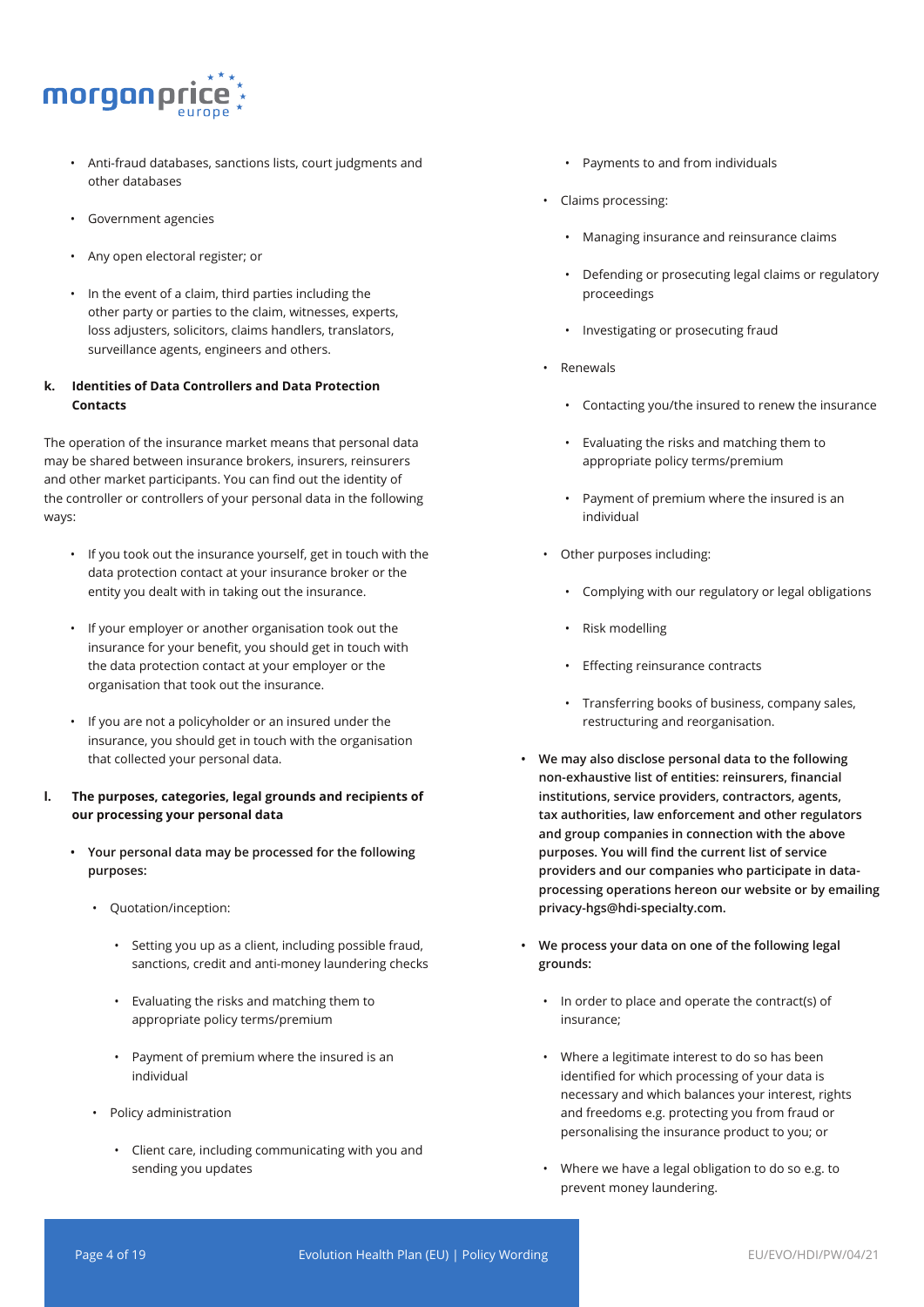- Anti-fraud databases, sanctions lists, court judgments and other databases
- Government agencies
- Any open electoral register; or
- In the event of a claim, third parties including the other party or parties to the claim, witnesses, experts, loss adjusters, solicitors, claims handlers, translators, surveillance agents, engineers and others.

**k. Identities of Data Controllers and Data Protection Contacts**

The operation of the insurance market means that personal data may be shared between insurance brokers, insurers, reinsurers and other market participants. You can find out the identity of the controller or controllers of your personal data in the following ways:

- If you took out the insurance yourself, get in touch with the data protection contact at your insurance broker or the entity you dealt with in taking out the insurance.
- If your employer or another organisation took out the insurance for your benefit, you should get in touch with the data protection contact at your employer or the organisation that took out the insurance.
- If you are not a policyholder or an insured under the insurance, you should get in touch with the organisation that collected your personal data.

**l. The purposes, categories, legal grounds and recipients of our processing your personal data**

- **Your personal data may be processed for the following purposes:**
  - Quotation/inception:
    - Setting you up as a client, including possible fraud, sanctions, credit and anti-money laundering checks
    - Evaluating the risks and matching them to appropriate policy terms/premium
    - Payment of premium where the insured is an individual
  - Policy administration
    - Client care, including communicating with you and sending you updates
    - Payments to and from individuals
  - Claims processing:
    - Managing insurance and reinsurance claims
    - Defending or prosecuting legal claims or regulatory proceedings
    - Investigating or prosecuting fraud
  - Renewals
    - Contacting you/the insured to renew the insurance
    - Evaluating the risks and matching them to appropriate policy terms/premium
    - Payment of premium where the insured is an individual
  - Other purposes including:
    - Complying with our regulatory or legal obligations
    - Risk modelling
    - Effecting reinsurance contracts
    - Transferring books of business, company sales, restructuring and reorganisation.
- **We may also disclose personal data to the following non-exhaustive list of entities: reinsurers, financial institutions, service providers, contractors, agents, tax authorities, law enforcement and other regulators and group companies in connection with the above purposes. You will find the current list of service providers and our companies who participate in data-processing operations hereon our website or by emailing privacy-hgs@hdi-specialty.com.**
- **We process your data on one of the following legal grounds:**
  - In order to place and operate the contract(s) of insurance;
  - Where a legitimate interest to do so has been identified for which processing of your data is necessary and which balances your interest, rights and freedoms e.g. protecting you from fraud or personalising the insurance product to you; or
  - Where we have a legal obligation to do so e.g. to prevent money laundering.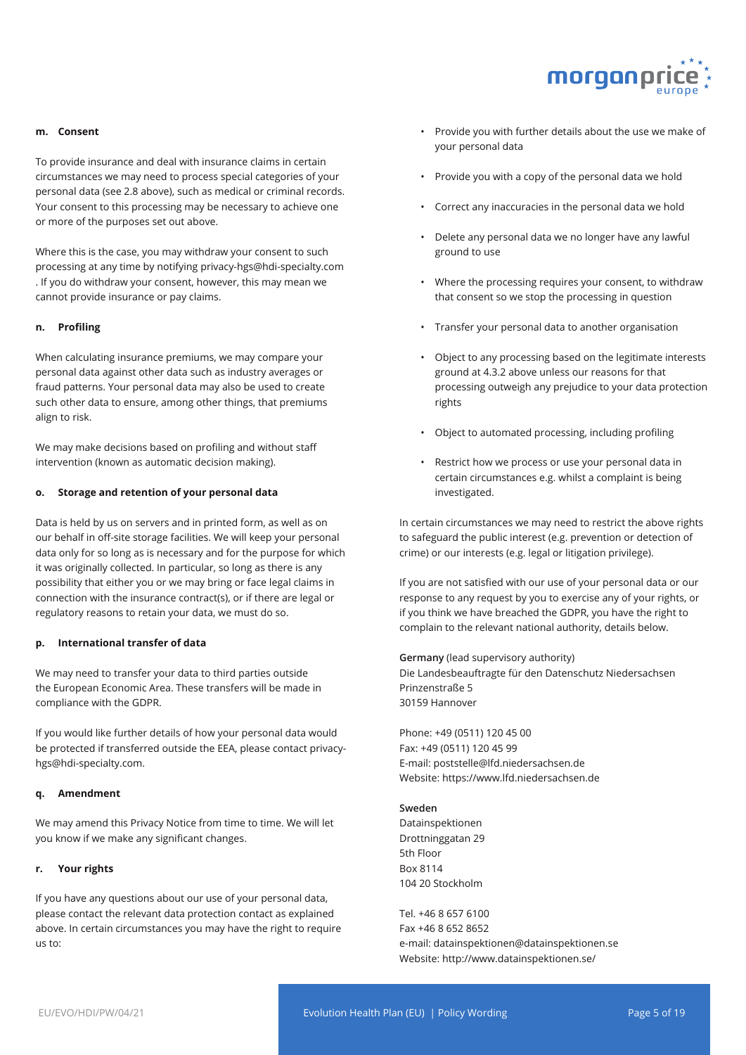#### m. Consent

To provide insurance and deal with insurance claims in certain circumstances we may need to process special categories of your personal data (see 2.8 above), such as medical or criminal records. Your consent to this processing may be necessary to achieve one or more of the purposes set out above.

Where this is the case, you may withdraw your consent to such processing at any time by notifying privacy-hgs@hdi-specialty.com . If you do withdraw your consent, however, this may mean we cannot provide insurance or pay claims.

#### n. Profiling

When calculating insurance premiums, we may compare your personal data against other data such as industry averages or fraud patterns. Your personal data may also be used to create such other data to ensure, among other things, that premiums align to risk.

We may make decisions based on profiling and without staff intervention (known as automatic decision making).

#### o. Storage and retention of your personal data

Data is held by us on servers and in printed form, as well as on our behalf in off-site storage facilities. We will keep your personal data only for so long as is necessary and for the purpose for which it was originally collected. In particular, so long as there is any possibility that either you or we may bring or face legal claims in connection with the insurance contract(s), or if there are legal or regulatory reasons to retain your data, we must do so.

#### p. International transfer of data

We may need to transfer your data to third parties outside the European Economic Area. These transfers will be made in compliance with the GDPR.

If you would like further details of how your personal data would be protected if transferred outside the EEA, please contact privacy-hgs@hdi-specialty.com.

#### q. Amendment

We may amend this Privacy Notice from time to time. We will let you know if we make any significant changes.

#### r. Your rights

If you have any questions about our use of your personal data, please contact the relevant data protection contact as explained above. In certain circumstances you may have the right to require us to:

- Provide you with further details about the use we make of your personal data
- Provide you with a copy of the personal data we hold
- Correct any inaccuracies in the personal data we hold
- Delete any personal data we no longer have any lawful ground to use
- Where the processing requires your consent, to withdraw that consent so we stop the processing in question
- Transfer your personal data to another organisation
- Object to any processing based on the legitimate interests ground at 4.3.2 above unless our reasons for that processing outweigh any prejudice to your data protection rights
- Object to automated processing, including profiling
- Restrict how we process or use your personal data in certain circumstances e.g. whilst a complaint is being investigated.

In certain circumstances we may need to restrict the above rights to safeguard the public interest (e.g. prevention or detection of crime) or our interests (e.g. legal or litigation privilege).

If you are not satisfied with our use of your personal data or our response to any request by you to exercise any of your rights, or if you think we have breached the GDPR, you have the right to complain to the relevant national authority, details below.

**Germany** (lead supervisory authority)
Die Landesbeauftragte für den Datenschutz Niedersachsen
Prinzenstraße 5
30159 Hannover

Phone: +49 (0511) 120 45 00
Fax: +49 (0511) 120 45 99
E-mail: poststelle@lfd.niedersachsen.de
Website: https://www.lfd.niedersachsen.de

**Sweden**
Datainspektionen
Drottninggatan 29
5th Floor
Box 8114
104 20 Stockholm

Tel. +46 8 657 6100
Fax +46 8 652 8652
e-mail: datainspektionen@datainspektionen.se
Website: http://www.datainspektionen.se/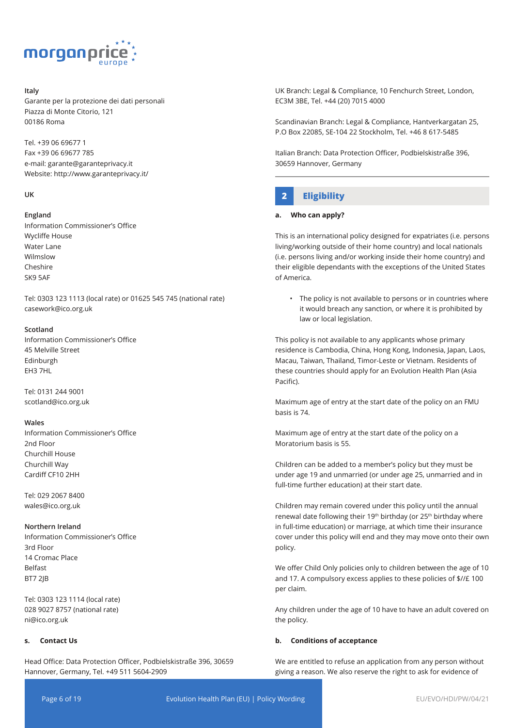**Italy**
Garante per la protezione dei dati personali
Piazza di Monte Citorio, 121
00186 Roma

Tel. +39 06 69677 1
Fax +39 06 69677 785
e-mail: garante@garanteprivacy.it
Website: http://www.garanteprivacy.it/

**UK**

**England**
Information Commissioner's Office
Wycliffe House
Water Lane
Wilmslow
Cheshire
SK9 5AF

Tel: 0303 123 1113 (local rate) or 01625 545 745 (national rate)
casework@ico.org.uk

**Scotland**
Information Commissioner's Office
45 Melville Street
Edinburgh
EH3 7HL

Tel: 0131 244 9001
scotland@ico.org.uk

**Wales**
Information Commissioner's Office
2nd Floor
Churchill House
Churchill Way
Cardiff CF10 2HH

Tel: 029 2067 8400
wales@ico.org.uk

**Northern Ireland**
Information Commissioner's Office
3rd Floor
14 Cromac Place
Belfast
BT7 2JB

Tel: 0303 123 1114 (local rate)
028 9027 8757 (national rate)
ni@ico.org.uk

**s. Contact Us**

Head Office: Data Protection Officer, Podbielskistraße 396, 30659 Hannover, Germany, Tel. +49 511 5604-2909

UK Branch: Legal & Compliance, 10 Fenchurch Street, London, EC3M 3BE, Tel. +44 (20) 7015 4000

Scandinavian Branch: Legal & Compliance, Hantverkargatan 25, P.O Box 22085, SE-104 22 Stockholm, Tel. +46 8 617-5485

Italian Branch: Data Protection Officer, Podbielskistraße 396, 30659 Hannover, Germany

## 2 Eligibility

**a. Who can apply?**

This is an international policy designed for expatriates (i.e. persons living/working outside of their home country) and local nationals (i.e. persons living and/or working inside their home country) and their eligible dependants with the exceptions of the United States of America.

- The policy is not available to persons or in countries where it would breach any sanction, or where it is prohibited by law or local legislation.

This policy is not available to any applicants whose primary residence is Cambodia, China, Hong Kong, Indonesia, Japan, Laos, Macau, Taiwan, Thailand, Timor-Leste or Vietnam. Residents of these countries should apply for an Evolution Health Plan (Asia Pacific).

Maximum age of entry at the start date of the policy on an FMU basis is 74.

Maximum age of entry at the start date of the policy on a Moratorium basis is 55.

Children can be added to a member's policy but they must be under age 19 and unmarried (or under age 25, unmarried and in full-time further education) at their start date.

Children may remain covered under this policy until the annual renewal date following their 19th birthday (or 25th birthday where in full-time education) or marriage, at which time their insurance cover under this policy will end and they may move onto their own policy.

We offer Child Only policies only to children between the age of 10 and 17. A compulsory excess applies to these policies of $//£ 100 per claim.

Any children under the age of 10 have to have an adult covered on the policy.

**b. Conditions of acceptance**

We are entitled to refuse an application from any person without giving a reason. We also reserve the right to ask for evidence of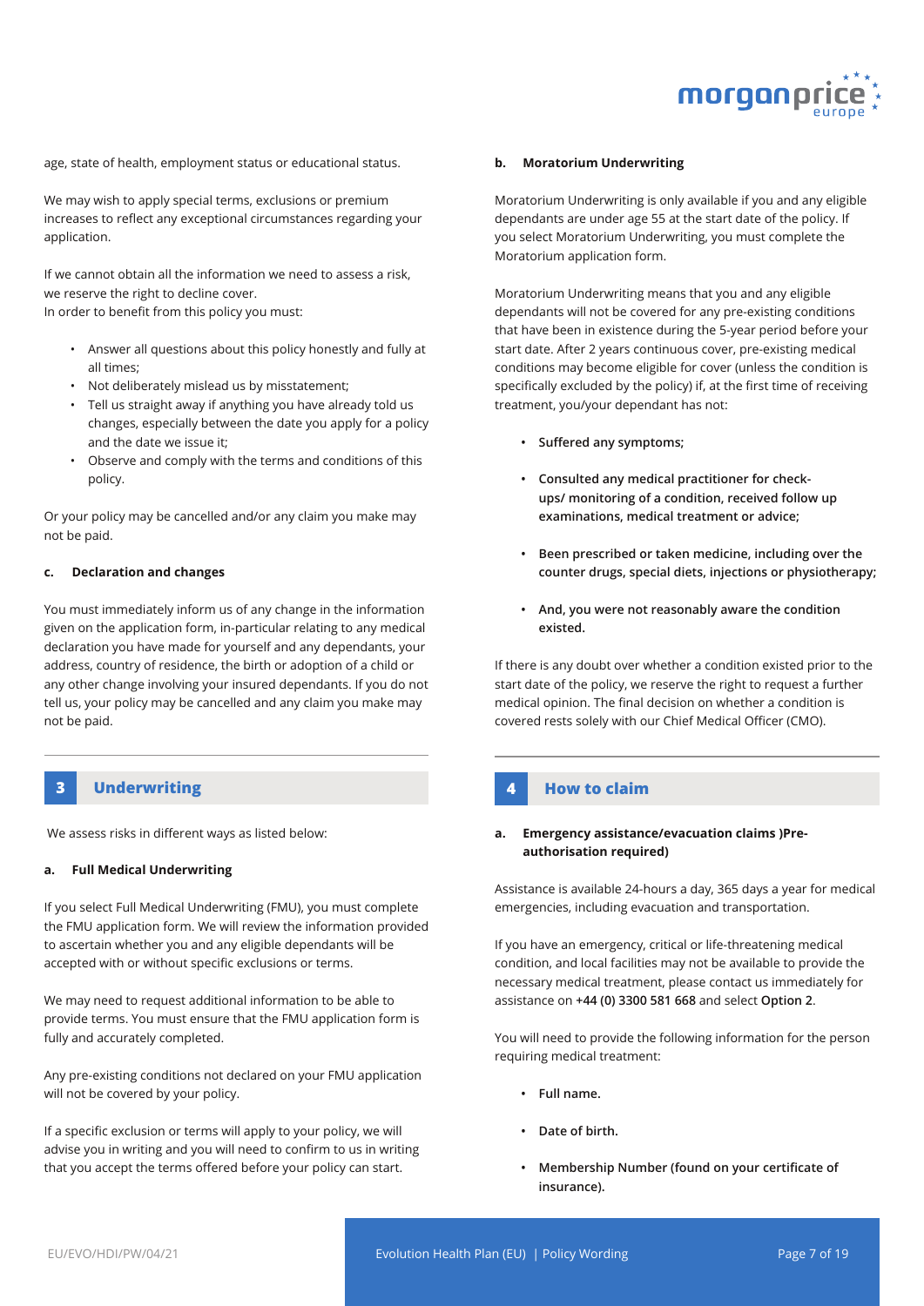age, state of health, employment status or educational status.

We may wish to apply special terms, exclusions or premium increases to reflect any exceptional circumstances regarding your application.

If we cannot obtain all the information we need to assess a risk, we reserve the right to decline cover.
In order to benefit from this policy you must:

- Answer all questions about this policy honestly and fully at all times;
- Not deliberately mislead us by misstatement;
- Tell us straight away if anything you have already told us changes, especially between the date you apply for a policy and the date we issue it;
- Observe and comply with the terms and conditions of this policy.

Or your policy may be cancelled and/or any claim you make may not be paid.

#### c. Declaration and changes

You must immediately inform us of any change in the information given on the application form, in-particular relating to any medical declaration you have made for yourself and any dependants, your address, country of residence, the birth or adoption of a child or any other change involving your insured dependants. If you do not tell us, your policy may be cancelled and any claim you make may not be paid.

## 3 Underwriting

We assess risks in different ways as listed below:

#### a. Full Medical Underwriting

If you select Full Medical Underwriting (FMU), you must complete the FMU application form. We will review the information provided to ascertain whether you and any eligible dependants will be accepted with or without specific exclusions or terms.

We may need to request additional information to be able to provide terms. You must ensure that the FMU application form is fully and accurately completed.

Any pre-existing conditions not declared on your FMU application will not be covered by your policy.

If a specific exclusion or terms will apply to your policy, we will advise you in writing and you will need to confirm to us in writing that you accept the terms offered before your policy can start.

#### b. Moratorium Underwriting

Moratorium Underwriting is only available if you and any eligible dependants are under age 55 at the start date of the policy. If you select Moratorium Underwriting, you must complete the Moratorium application form.

Moratorium Underwriting means that you and any eligible dependants will not be covered for any pre-existing conditions that have been in existence during the 5-year period before your start date. After 2 years continuous cover, pre-existing medical conditions may become eligible for cover (unless the condition is specifically excluded by the policy) if, at the first time of receiving treatment, you/your dependant has not:

- **Suffered any symptoms;**
- **Consulted any medical practitioner for check-ups/ monitoring of a condition, received follow up examinations, medical treatment or advice;**
- **Been prescribed or taken medicine, including over the counter drugs, special diets, injections or physiotherapy;**
- **And, you were not reasonably aware the condition existed.**

If there is any doubt over whether a condition existed prior to the start date of the policy, we reserve the right to request a further medical opinion. The final decision on whether a condition is covered rests solely with our Chief Medical Officer (CMO).

## 4 How to claim

#### a. Emergency assistance/evacuation claims )Pre-authorisation required)

Assistance is available 24-hours a day, 365 days a year for medical emergencies, including evacuation and transportation.

If you have an emergency, critical or life-threatening medical condition, and local facilities may not be available to provide the necessary medical treatment, please contact us immediately for assistance on **+44 (0) 3300 581 668** and select **Option 2**.

You will need to provide the following information for the person requiring medical treatment:

- **Full name.**
- **Date of birth.**
- **Membership Number (found on your certificate of insurance).**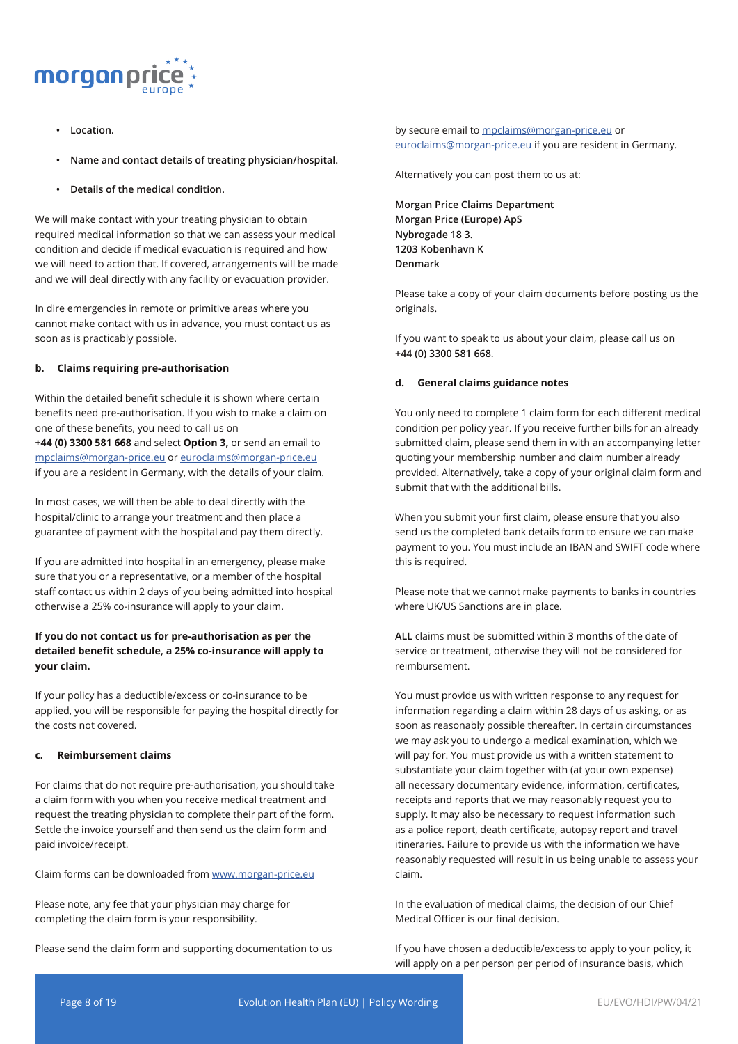- **Location.**
- **Name and contact details of treating physician/hospital.**
- **Details of the medical condition.**

We will make contact with your treating physician to obtain required medical information so that we can assess your medical condition and decide if medical evacuation is required and how we will need to action that. If covered, arrangements will be made and we will deal directly with any facility or evacuation provider.

In dire emergencies in remote or primitive areas where you cannot make contact with us in advance, you must contact us as soon as is practicably possible.

#### b. Claims requiring pre-authorisation

Within the detailed benefit schedule it is shown where certain benefits need pre-authorisation. If you wish to make a claim on one of these benefits, you need to call us on **+44 (0) 3300 581 668** and select **Option 3,** or send an email to mpclaims@morgan-price.eu or euroclaims@morgan-price.eu if you are a resident in Germany, with the details of your claim.

In most cases, we will then be able to deal directly with the hospital/clinic to arrange your treatment and then place a guarantee of payment with the hospital and pay them directly.

If you are admitted into hospital in an emergency, please make sure that you or a representative, or a member of the hospital staff contact us within 2 days of you being admitted into hospital otherwise a 25% co-insurance will apply to your claim.

**If you do not contact us for pre-authorisation as per the detailed benefit schedule, a 25% co-insurance will apply to your claim.**

If your policy has a deductible/excess or co-insurance to be applied, you will be responsible for paying the hospital directly for the costs not covered.

#### c. Reimbursement claims

For claims that do not require pre-authorisation, you should take a claim form with you when you receive medical treatment and request the treating physician to complete their part of the form. Settle the invoice yourself and then send us the claim form and paid invoice/receipt.

Claim forms can be downloaded from www.morgan-price.eu

Please note, any fee that your physician may charge for completing the claim form is your responsibility.

Please send the claim form and supporting documentation to us by secure email to mpclaims@morgan-price.eu or euroclaims@morgan-price.eu if you are resident in Germany.

Alternatively you can post them to us at:

**Morgan Price Claims Department**
**Morgan Price (Europe) ApS**
**Nybrogade 18 3.**
**1203 Kobenhavn K**
**Denmark**

Please take a copy of your claim documents before posting us the originals.

If you want to speak to us about your claim, please call us on **+44 (0) 3300 581 668**.

#### d. General claims guidance notes

You only need to complete 1 claim form for each different medical condition per policy year. If you receive further bills for an already submitted claim, please send them in with an accompanying letter quoting your membership number and claim number already provided. Alternatively, take a copy of your original claim form and submit that with the additional bills.

When you submit your first claim, please ensure that you also send us the completed bank details form to ensure we can make payment to you. You must include an IBAN and SWIFT code where this is required.

Please note that we cannot make payments to banks in countries where UK/US Sanctions are in place.

**ALL** claims must be submitted within **3 months** of the date of service or treatment, otherwise they will not be considered for reimbursement.

You must provide us with written response to any request for information regarding a claim within 28 days of us asking, or as soon as reasonably possible thereafter. In certain circumstances we may ask you to undergo a medical examination, which we will pay for. You must provide us with a written statement to substantiate your claim together with (at your own expense) all necessary documentary evidence, information, certificates, receipts and reports that we may reasonably request you to supply. It may also be necessary to request information such as a police report, death certificate, autopsy report and travel itineraries. Failure to provide us with the information we have reasonably requested will result in us being unable to assess your claim.

In the evaluation of medical claims, the decision of our Chief Medical Officer is our final decision.

If you have chosen a deductible/excess to apply to your policy, it will apply on a per person per period of insurance basis, which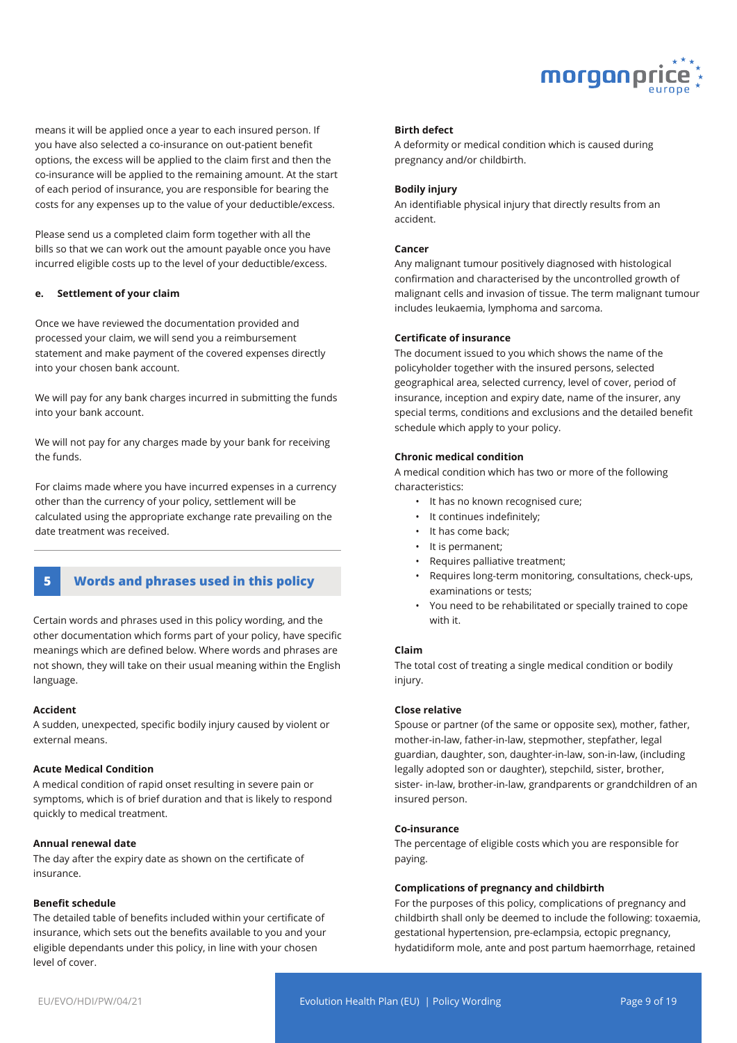means it will be applied once a year to each insured person. If you have also selected a co-insurance on out-patient benefit options, the excess will be applied to the claim first and then the co-insurance will be applied to the remaining amount. At the start of each period of insurance, you are responsible for bearing the costs for any expenses up to the value of your deductible/excess.

Please send us a completed claim form together with all the bills so that we can work out the amount payable once you have incurred eligible costs up to the level of your deductible/excess.

#### e. Settlement of your claim

Once we have reviewed the documentation provided and processed your claim, we will send you a reimbursement statement and make payment of the covered expenses directly into your chosen bank account.

We will pay for any bank charges incurred in submitting the funds into your bank account.

We will not pay for any charges made by your bank for receiving the funds.

For claims made where you have incurred expenses in a currency other than the currency of your policy, settlement will be calculated using the appropriate exchange rate prevailing on the date treatment was received.

## 5 Words and phrases used in this policy

Certain words and phrases used in this policy wording, and the other documentation which forms part of your policy, have specific meanings which are defined below. Where words and phrases are not shown, they will take on their usual meaning within the English language.

**Accident**
A sudden, unexpected, specific bodily injury caused by violent or external means.

**Acute Medical Condition**
A medical condition of rapid onset resulting in severe pain or symptoms, which is of brief duration and that is likely to respond quickly to medical treatment.

**Annual renewal date**
The day after the expiry date as shown on the certificate of insurance.

**Benefit schedule**
The detailed table of benefits included within your certificate of insurance, which sets out the benefits available to you and your eligible dependants under this policy, in line with your chosen level of cover.

**Birth defect**
A deformity or medical condition which is caused during pregnancy and/or childbirth.

**Bodily injury**
An identifiable physical injury that directly results from an accident.

**Cancer**
Any malignant tumour positively diagnosed with histological confirmation and characterised by the uncontrolled growth of malignant cells and invasion of tissue. The term malignant tumour includes leukaemia, lymphoma and sarcoma.

**Certificate of insurance**
The document issued to you which shows the name of the policyholder together with the insured persons, selected geographical area, selected currency, level of cover, period of insurance, inception and expiry date, name of the insurer, any special terms, conditions and exclusions and the detailed benefit schedule which apply to your policy.

**Chronic medical condition**
A medical condition which has two or more of the following characteristics:

- It has no known recognised cure;
- It continues indefinitely;
- It has come back;
- It is permanent;
- Requires palliative treatment;
- Requires long-term monitoring, consultations, check-ups, examinations or tests;
- You need to be rehabilitated or specially trained to cope with it.

**Claim**
The total cost of treating a single medical condition or bodily injury.

**Close relative**
Spouse or partner (of the same or opposite sex), mother, father, mother-in-law, father-in-law, stepmother, stepfather, legal guardian, daughter, son, daughter-in-law, son-in-law, (including legally adopted son or daughter), stepchild, sister, brother, sister- in-law, brother-in-law, grandparents or grandchildren of an insured person.

**Co-insurance**
The percentage of eligible costs which you are responsible for paying.

**Complications of pregnancy and childbirth**
For the purposes of this policy, complications of pregnancy and childbirth shall only be deemed to include the following: toxaemia, gestational hypertension, pre-eclampsia, ectopic pregnancy, hydatidiform mole, ante and post partum haemorrhage, retained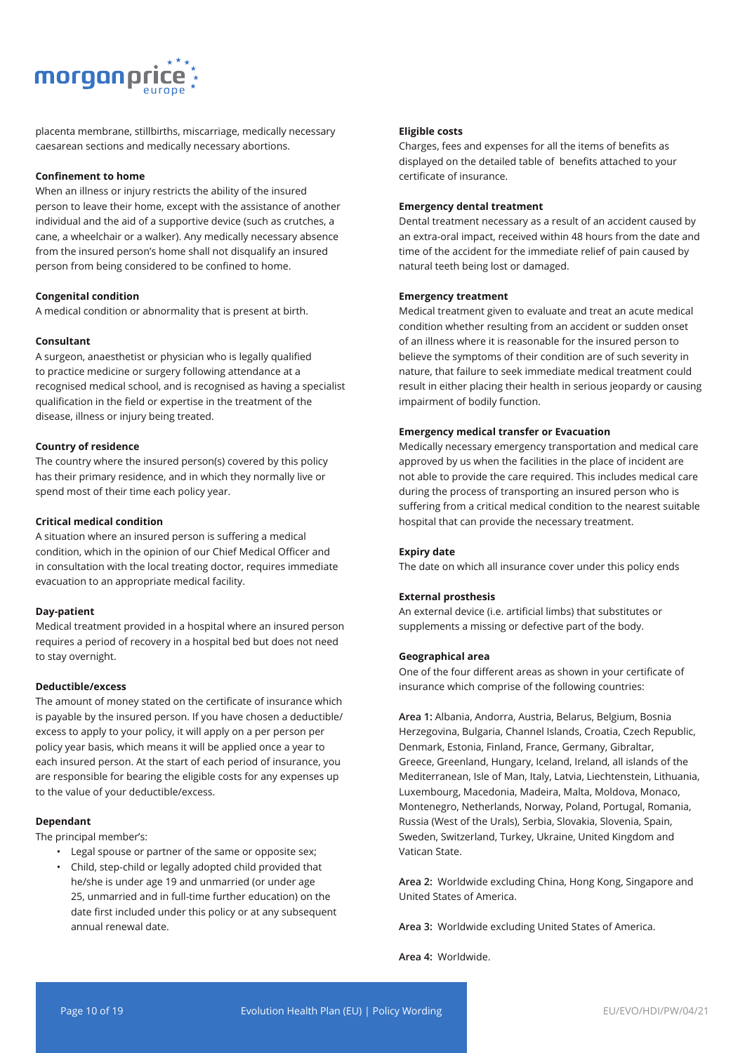placenta membrane, stillbirths, miscarriage, medically necessary caesarean sections and medically necessary abortions.

**Confinement to home**

When an illness or injury restricts the ability of the insured person to leave their home, except with the assistance of another individual and the aid of a supportive device (such as crutches, a cane, a wheelchair or a walker). Any medically necessary absence from the insured person's home shall not disqualify an insured person from being considered to be confined to home.

**Congenital condition**

A medical condition or abnormality that is present at birth.

**Consultant**

A surgeon, anaesthetist or physician who is legally qualified to practice medicine or surgery following attendance at a recognised medical school, and is recognised as having a specialist qualification in the field or expertise in the treatment of the disease, illness or injury being treated.

**Country of residence**

The country where the insured person(s) covered by this policy has their primary residence, and in which they normally live or spend most of their time each policy year.

**Critical medical condition**

A situation where an insured person is suffering a medical condition, which in the opinion of our Chief Medical Officer and in consultation with the local treating doctor, requires immediate evacuation to an appropriate medical facility.

**Day-patient**

Medical treatment provided in a hospital where an insured person requires a period of recovery in a hospital bed but does not need to stay overnight.

**Deductible/excess**

The amount of money stated on the certificate of insurance which is payable by the insured person. If you have chosen a deductible/excess to apply to your policy, it will apply on a per person per policy year basis, which means it will be applied once a year to each insured person. At the start of each period of insurance, you are responsible for bearing the eligible costs for any expenses up to the value of your deductible/excess.

**Dependant**

The principal member's:

- Legal spouse or partner of the same or opposite sex;
- Child, step-child or legally adopted child provided that he/she is under age 19 and unmarried (or under age 25, unmarried and in full-time further education) on the date first included under this policy or at any subsequent annual renewal date.

**Eligible costs**

Charges, fees and expenses for all the items of benefits as displayed on the detailed table of benefits attached to your certificate of insurance.

**Emergency dental treatment**

Dental treatment necessary as a result of an accident caused by an extra-oral impact, received within 48 hours from the date and time of the accident for the immediate relief of pain caused by natural teeth being lost or damaged.

**Emergency treatment**

Medical treatment given to evaluate and treat an acute medical condition whether resulting from an accident or sudden onset of an illness where it is reasonable for the insured person to believe the symptoms of their condition are of such severity in nature, that failure to seek immediate medical treatment could result in either placing their health in serious jeopardy or causing impairment of bodily function.

**Emergency medical transfer or Evacuation**

Medically necessary emergency transportation and medical care approved by us when the facilities in the place of incident are not able to provide the care required. This includes medical care during the process of transporting an insured person who is suffering from a critical medical condition to the nearest suitable hospital that can provide the necessary treatment.

**Expiry date**

The date on which all insurance cover under this policy ends

**External prosthesis**

An external device (i.e. artificial limbs) that substitutes or supplements a missing or defective part of the body.

**Geographical area**

One of the four different areas as shown in your certificate of insurance which comprise of the following countries:

**Area 1:** Albania, Andorra, Austria, Belarus, Belgium, Bosnia Herzegovina, Bulgaria, Channel Islands, Croatia, Czech Republic, Denmark, Estonia, Finland, France, Germany, Gibraltar, Greece, Greenland, Hungary, Iceland, Ireland, all islands of the Mediterranean, Isle of Man, Italy, Latvia, Liechtenstein, Lithuania, Luxembourg, Macedonia, Madeira, Malta, Moldova, Monaco, Montenegro, Netherlands, Norway, Poland, Portugal, Romania, Russia (West of the Urals), Serbia, Slovakia, Slovenia, Spain, Sweden, Switzerland, Turkey, Ukraine, United Kingdom and Vatican State.

**Area 2:** Worldwide excluding China, Hong Kong, Singapore and United States of America.

**Area 3:** Worldwide excluding United States of America.

**Area 4:** Worldwide.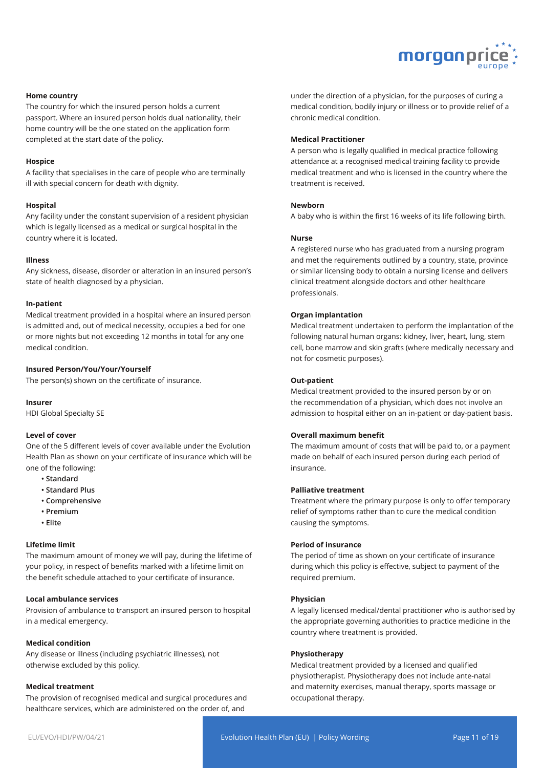**Home country**

The country for which the insured person holds a current passport. Where an insured person holds dual nationality, their home country will be the one stated on the application form completed at the start date of the policy.

**Hospice**

A facility that specialises in the care of people who are terminally ill with special concern for death with dignity.

**Hospital**

Any facility under the constant supervision of a resident physician which is legally licensed as a medical or surgical hospital in the country where it is located.

**Illness**

Any sickness, disease, disorder or alteration in an insured person's state of health diagnosed by a physician.

**In-patient**

Medical treatment provided in a hospital where an insured person is admitted and, out of medical necessity, occupies a bed for one or more nights but not exceeding 12 months in total for any one medical condition.

**Insured Person/You/Your/Yourself**

The person(s) shown on the certificate of insurance.

**Insurer**

HDI Global Specialty SE

**Level of cover**

One of the 5 different levels of cover available under the Evolution Health Plan as shown on your certificate of insurance which will be one of the following:

- **Standard**
- **Standard Plus**
- **Comprehensive**
- **Premium**
- **Elite**

**Lifetime limit**

The maximum amount of money we will pay, during the lifetime of your policy, in respect of benefits marked with a lifetime limit on the benefit schedule attached to your certificate of insurance.

**Local ambulance services**

Provision of ambulance to transport an insured person to hospital in a medical emergency.

**Medical condition**

Any disease or illness (including psychiatric illnesses), not otherwise excluded by this policy.

**Medical treatment**

The provision of recognised medical and surgical procedures and healthcare services, which are administered on the order of, and under the direction of a physician, for the purposes of curing a medical condition, bodily injury or illness or to provide relief of a chronic medical condition.

**Medical Practitioner**

A person who is legally qualified in medical practice following attendance at a recognised medical training facility to provide medical treatment and who is licensed in the country where the treatment is received.

**Newborn**

A baby who is within the first 16 weeks of its life following birth.

**Nurse**

A registered nurse who has graduated from a nursing program and met the requirements outlined by a country, state, province or similar licensing body to obtain a nursing license and delivers clinical treatment alongside doctors and other healthcare professionals.

**Organ implantation**

Medical treatment undertaken to perform the implantation of the following natural human organs: kidney, liver, heart, lung, stem cell, bone marrow and skin grafts (where medically necessary and not for cosmetic purposes).

**Out-patient**

Medical treatment provided to the insured person by or on the recommendation of a physician, which does not involve an admission to hospital either on an in-patient or day-patient basis.

**Overall maximum benefit**

The maximum amount of costs that will be paid to, or a payment made on behalf of each insured person during each period of insurance.

**Palliative treatment**

Treatment where the primary purpose is only to offer temporary relief of symptoms rather than to cure the medical condition causing the symptoms.

**Period of insurance**

The period of time as shown on your certificate of insurance during which this policy is effective, subject to payment of the required premium.

**Physician**

A legally licensed medical/dental practitioner who is authorised by the appropriate governing authorities to practice medicine in the country where treatment is provided.

**Physiotherapy**

Medical treatment provided by a licensed and qualified physiotherapist. Physiotherapy does not include ante-natal and maternity exercises, manual therapy, sports massage or occupational therapy.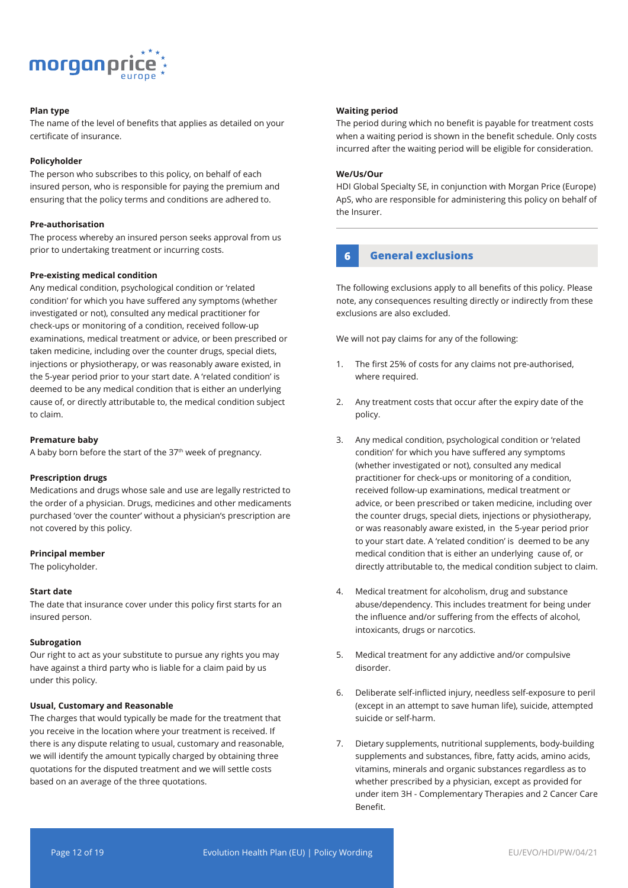**Plan type**
The name of the level of benefits that applies as detailed on your certificate of insurance.

**Policyholder**
The person who subscribes to this policy, on behalf of each insured person, who is responsible for paying the premium and ensuring that the policy terms and conditions are adhered to.

**Pre-authorisation**
The process whereby an insured person seeks approval from us prior to undertaking treatment or incurring costs.

**Pre-existing medical condition**
Any medical condition, psychological condition or 'related condition' for which you have suffered any symptoms (whether investigated or not), consulted any medical practitioner for check-ups or monitoring of a condition, received follow-up examinations, medical treatment or advice, or been prescribed or taken medicine, including over the counter drugs, special diets, injections or physiotherapy, or was reasonably aware existed, in the 5-year period prior to your start date. A 'related condition' is deemed to be any medical condition that is either an underlying cause of, or directly attributable to, the medical condition subject to claim.

**Premature baby**
A baby born before the start of the 37th week of pregnancy.

**Prescription drugs**
Medications and drugs whose sale and use are legally restricted to the order of a physician. Drugs, medicines and other medicaments purchased 'over the counter' without a physician's prescription are not covered by this policy.

**Principal member**
The policyholder.

**Start date**
The date that insurance cover under this policy first starts for an insured person.

**Subrogation**
Our right to act as your substitute to pursue any rights you may have against a third party who is liable for a claim paid by us under this policy.

**Usual, Customary and Reasonable**
The charges that would typically be made for the treatment that you receive in the location where your treatment is received. If there is any dispute relating to usual, customary and reasonable, we will identify the amount typically charged by obtaining three quotations for the disputed treatment and we will settle costs based on an average of the three quotations.

**Waiting period**
The period during which no benefit is payable for treatment costs when a waiting period is shown in the benefit schedule. Only costs incurred after the waiting period will be eligible for consideration.

**We/Us/Our**
HDI Global Specialty SE, in conjunction with Morgan Price (Europe) ApS, who are responsible for administering this policy on behalf of the Insurer.

## 6 General exclusions

The following exclusions apply to all benefits of this policy. Please note, any consequences resulting directly or indirectly from these exclusions are also excluded.

We will not pay claims for any of the following:

1. The first 25% of costs for any claims not pre-authorised, where required.

2. Any treatment costs that occur after the expiry date of the policy.

3. Any medical condition, psychological condition or 'related condition' for which you have suffered any symptoms (whether investigated or not), consulted any medical practitioner for check-ups or monitoring of a condition, received follow-up examinations, medical treatment or advice, or been prescribed or taken medicine, including over the counter drugs, special diets, injections or physiotherapy, or was reasonably aware existed, in the 5-year period prior to your start date. A 'related condition' is deemed to be any medical condition that is either an underlying cause of, or directly attributable to, the medical condition subject to claim.

4. Medical treatment for alcoholism, drug and substance abuse/dependency. This includes treatment for being under the influence and/or suffering from the effects of alcohol, intoxicants, drugs or narcotics.

5. Medical treatment for any addictive and/or compulsive disorder.

6. Deliberate self-inflicted injury, needless self-exposure to peril (except in an attempt to save human life), suicide, attempted suicide or self-harm.

7. Dietary supplements, nutritional supplements, body-building supplements and substances, fibre, fatty acids, amino acids, vitamins, minerals and organic substances regardless as to whether prescribed by a physician, except as provided for under item 3H - Complementary Therapies and 2 Cancer Care Benefit.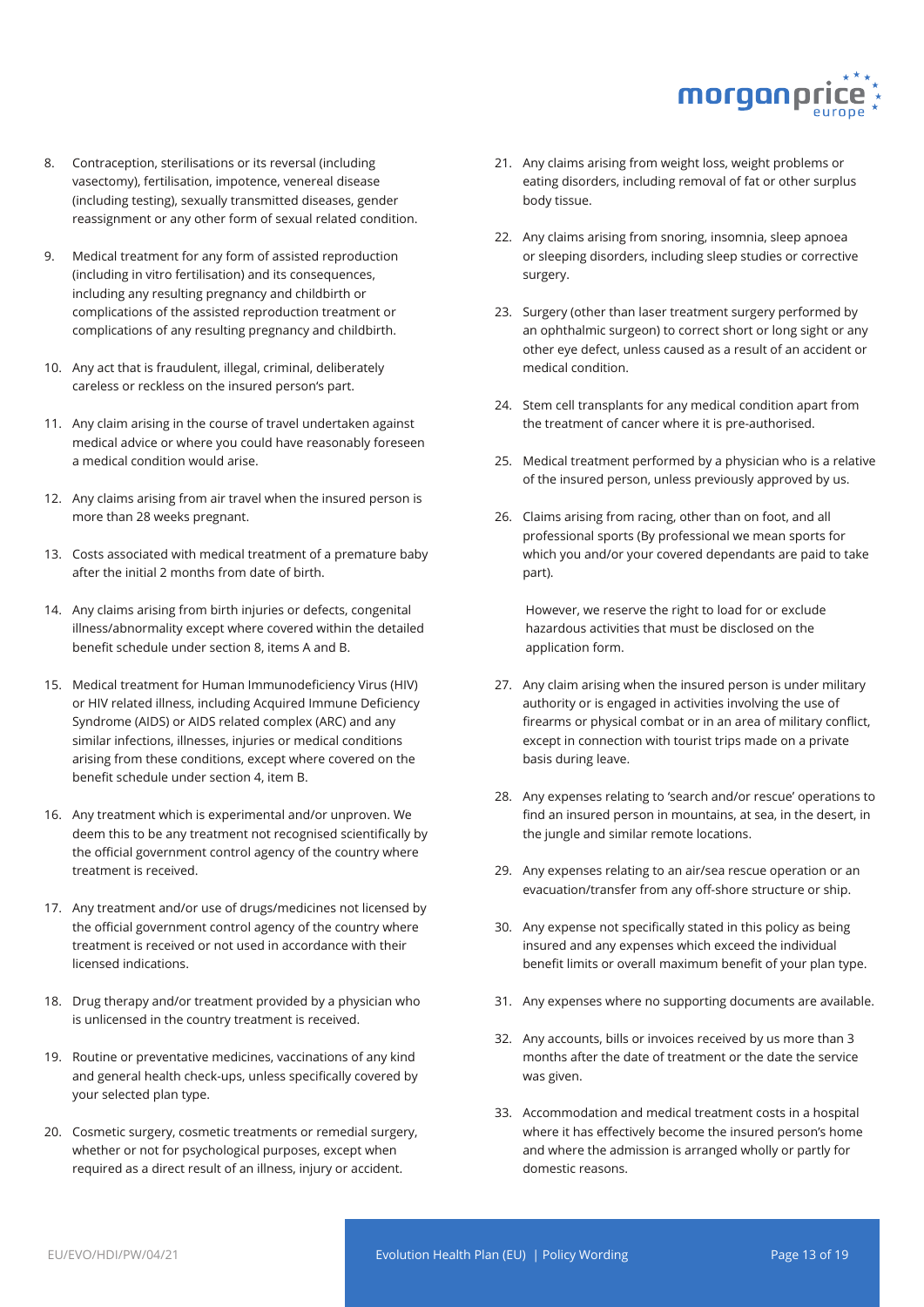8. Contraception, sterilisations or its reversal (including vasectomy), fertilisation, impotence, venereal disease (including testing), sexually transmitted diseases, gender reassignment or any other form of sexual related condition.

9. Medical treatment for any form of assisted reproduction (including in vitro fertilisation) and its consequences, including any resulting pregnancy and childbirth or complications of the assisted reproduction treatment or complications of any resulting pregnancy and childbirth.

10. Any act that is fraudulent, illegal, criminal, deliberately careless or reckless on the insured person's part.

11. Any claim arising in the course of travel undertaken against medical advice or where you could have reasonably foreseen a medical condition would arise.

12. Any claims arising from air travel when the insured person is more than 28 weeks pregnant.

13. Costs associated with medical treatment of a premature baby after the initial 2 months from date of birth.

14. Any claims arising from birth injuries or defects, congenital illness/abnormality except where covered within the detailed benefit schedule under section 8, items A and B.

15. Medical treatment for Human Immunodeficiency Virus (HIV) or HIV related illness, including Acquired Immune Deficiency Syndrome (AIDS) or AIDS related complex (ARC) and any similar infections, illnesses, injuries or medical conditions arising from these conditions, except where covered on the benefit schedule under section 4, item B.

16. Any treatment which is experimental and/or unproven. We deem this to be any treatment not recognised scientifically by the official government control agency of the country where treatment is received.

17. Any treatment and/or use of drugs/medicines not licensed by the official government control agency of the country where treatment is received or not used in accordance with their licensed indications.

18. Drug therapy and/or treatment provided by a physician who is unlicensed in the country treatment is received.

19. Routine or preventative medicines, vaccinations of any kind and general health check-ups, unless specifically covered by your selected plan type.

20. Cosmetic surgery, cosmetic treatments or remedial surgery, whether or not for psychological purposes, except when required as a direct result of an illness, injury or accident.

21. Any claims arising from weight loss, weight problems or eating disorders, including removal of fat or other surplus body tissue.

22. Any claims arising from snoring, insomnia, sleep apnoea or sleeping disorders, including sleep studies or corrective surgery.

23. Surgery (other than laser treatment surgery performed by an ophthalmic surgeon) to correct short or long sight or any other eye defect, unless caused as a result of an accident or medical condition.

24. Stem cell transplants for any medical condition apart from the treatment of cancer where it is pre-authorised.

25. Medical treatment performed by a physician who is a relative of the insured person, unless previously approved by us.

26. Claims arising from racing, other than on foot, and all professional sports (By professional we mean sports for which you and/or your covered dependants are paid to take part).

    However, we reserve the right to load for or exclude hazardous activities that must be disclosed on the application form.

27. Any claim arising when the insured person is under military authority or is engaged in activities involving the use of firearms or physical combat or in an area of military conflict, except in connection with tourist trips made on a private basis during leave.

28. Any expenses relating to 'search and/or rescue' operations to find an insured person in mountains, at sea, in the desert, in the jungle and similar remote locations.

29. Any expenses relating to an air/sea rescue operation or an evacuation/transfer from any off-shore structure or ship.

30. Any expense not specifically stated in this policy as being insured and any expenses which exceed the individual benefit limits or overall maximum benefit of your plan type.

31. Any expenses where no supporting documents are available.

32. Any accounts, bills or invoices received by us more than 3 months after the date of treatment or the date the service was given.

33. Accommodation and medical treatment costs in a hospital where it has effectively become the insured person's home and where the admission is arranged wholly or partly for domestic reasons.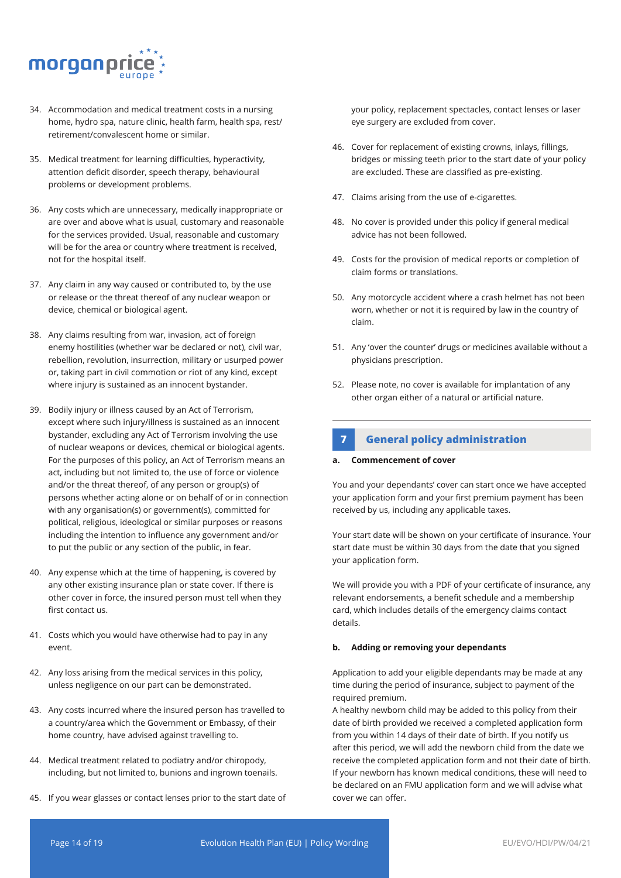34. Accommodation and medical treatment costs in a nursing home, hydro spa, nature clinic, health farm, health spa, rest/ retirement/convalescent home or similar.

35. Medical treatment for learning difficulties, hyperactivity, attention deficit disorder, speech therapy, behavioural problems or development problems.

36. Any costs which are unnecessary, medically inappropriate or are over and above what is usual, customary and reasonable for the services provided. Usual, reasonable and customary will be for the area or country where treatment is received, not for the hospital itself.

37. Any claim in any way caused or contributed to, by the use or release or the threat thereof of any nuclear weapon or device, chemical or biological agent.

38. Any claims resulting from war, invasion, act of foreign enemy hostilities (whether war be declared or not), civil war, rebellion, revolution, insurrection, military or usurped power or, taking part in civil commotion or riot of any kind, except where injury is sustained as an innocent bystander.

39. Bodily injury or illness caused by an Act of Terrorism, except where such injury/illness is sustained as an innocent bystander, excluding any Act of Terrorism involving the use of nuclear weapons or devices, chemical or biological agents. For the purposes of this policy, an Act of Terrorism means an act, including but not limited to, the use of force or violence and/or the threat thereof, of any person or group(s) of persons whether acting alone or on behalf of or in connection with any organisation(s) or government(s), committed for political, religious, ideological or similar purposes or reasons including the intention to influence any government and/or to put the public or any section of the public, in fear.

40. Any expense which at the time of happening, is covered by any other existing insurance plan or state cover. If there is other cover in force, the insured person must tell when they first contact us.

41. Costs which you would have otherwise had to pay in any event.

42. Any loss arising from the medical services in this policy, unless negligence on our part can be demonstrated.

43. Any costs incurred where the insured person has travelled to a country/area which the Government or Embassy, of their home country, have advised against travelling to.

44. Medical treatment related to podiatry and/or chiropody, including, but not limited to, bunions and ingrown toenails.

45. If you wear glasses or contact lenses prior to the start date of your policy, replacement spectacles, contact lenses or laser eye surgery are excluded from cover.

46. Cover for replacement of existing crowns, inlays, fillings, bridges or missing teeth prior to the start date of your policy are excluded. These are classified as pre-existing.

47. Claims arising from the use of e-cigarettes.

48. No cover is provided under this policy if general medical advice has not been followed.

49. Costs for the provision of medical reports or completion of claim forms or translations.

50. Any motorcycle accident where a crash helmet has not been worn, whether or not it is required by law in the country of claim.

51. Any 'over the counter' drugs or medicines available without a physicians prescription.

52. Please note, no cover is available for implantation of any other organ either of a natural or artificial nature.

## 7 General policy administration

### a. Commencement of cover

You and your dependants' cover can start once we have accepted your application form and your first premium payment has been received by us, including any applicable taxes.

Your start date will be shown on your certificate of insurance. Your start date must be within 30 days from the date that you signed your application form.

We will provide you with a PDF of your certificate of insurance, any relevant endorsements, a benefit schedule and a membership card, which includes details of the emergency claims contact details.

### b. Adding or removing your dependants

Application to add your eligible dependants may be made at any time during the period of insurance, subject to payment of the required premium.

A healthy newborn child may be added to this policy from their date of birth provided we received a completed application form from you within 14 days of their date of birth. If you notify us after this period, we will add the newborn child from the date we receive the completed application form and not their date of birth. If your newborn has known medical conditions, these will need to be declared on an FMU application form and we will advise what cover we can offer.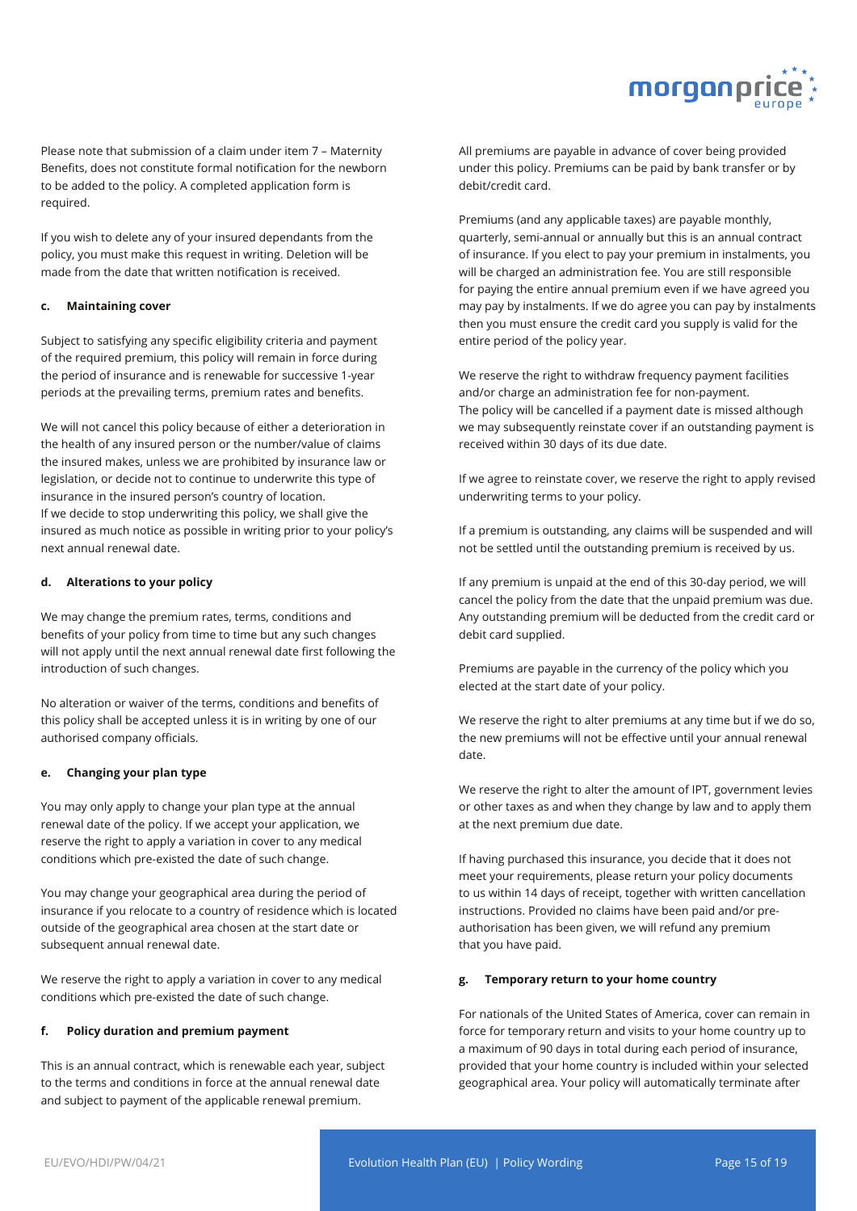Please note that submission of a claim under item 7 – Maternity Benefits, does not constitute formal notification for the newborn to be added to the policy. A completed application form is required.

If you wish to delete any of your insured dependants from the policy, you must make this request in writing. Deletion will be made from the date that written notification is received.

#### c. Maintaining cover

Subject to satisfying any specific eligibility criteria and payment of the required premium, this policy will remain in force during the period of insurance and is renewable for successive 1-year periods at the prevailing terms, premium rates and benefits.

We will not cancel this policy because of either a deterioration in the health of any insured person or the number/value of claims the insured makes, unless we are prohibited by insurance law or legislation, or decide not to continue to underwrite this type of insurance in the insured person's country of location.
If we decide to stop underwriting this policy, we shall give the insured as much notice as possible in writing prior to your policy's next annual renewal date.

#### d. Alterations to your policy

We may change the premium rates, terms, conditions and benefits of your policy from time to time but any such changes will not apply until the next annual renewal date first following the introduction of such changes.

No alteration or waiver of the terms, conditions and benefits of this policy shall be accepted unless it is in writing by one of our authorised company officials.

#### e. Changing your plan type

You may only apply to change your plan type at the annual renewal date of the policy. If we accept your application, we reserve the right to apply a variation in cover to any medical conditions which pre-existed the date of such change.

You may change your geographical area during the period of insurance if you relocate to a country of residence which is located outside of the geographical area chosen at the start date or subsequent annual renewal date.

We reserve the right to apply a variation in cover to any medical conditions which pre-existed the date of such change.

#### f. Policy duration and premium payment

This is an annual contract, which is renewable each year, subject to the terms and conditions in force at the annual renewal date and subject to payment of the applicable renewal premium.

All premiums are payable in advance of cover being provided under this policy. Premiums can be paid by bank transfer or by debit/credit card.

Premiums (and any applicable taxes) are payable monthly, quarterly, semi-annual or annually but this is an annual contract of insurance. If you elect to pay your premium in instalments, you will be charged an administration fee. You are still responsible for paying the entire annual premium even if we have agreed you may pay by instalments. If we do agree you can pay by instalments then you must ensure the credit card you supply is valid for the entire period of the policy year.

We reserve the right to withdraw frequency payment facilities and/or charge an administration fee for non-payment.
The policy will be cancelled if a payment date is missed although we may subsequently reinstate cover if an outstanding payment is received within 30 days of its due date.

If we agree to reinstate cover, we reserve the right to apply revised underwriting terms to your policy.

If a premium is outstanding, any claims will be suspended and will not be settled until the outstanding premium is received by us.

If any premium is unpaid at the end of this 30-day period, we will cancel the policy from the date that the unpaid premium was due. Any outstanding premium will be deducted from the credit card or debit card supplied.

Premiums are payable in the currency of the policy which you elected at the start date of your policy.

We reserve the right to alter premiums at any time but if we do so, the new premiums will not be effective until your annual renewal date.

We reserve the right to alter the amount of IPT, government levies or other taxes as and when they change by law and to apply them at the next premium due date.

If having purchased this insurance, you decide that it does not meet your requirements, please return your policy documents to us within 14 days of receipt, together with written cancellation instructions. Provided no claims have been paid and/or pre-authorisation has been given, we will refund any premium that you have paid.

#### g. Temporary return to your home country

For nationals of the United States of America, cover can remain in force for temporary return and visits to your home country up to a maximum of 90 days in total during each period of insurance, provided that your home country is included within your selected geographical area. Your policy will automatically terminate after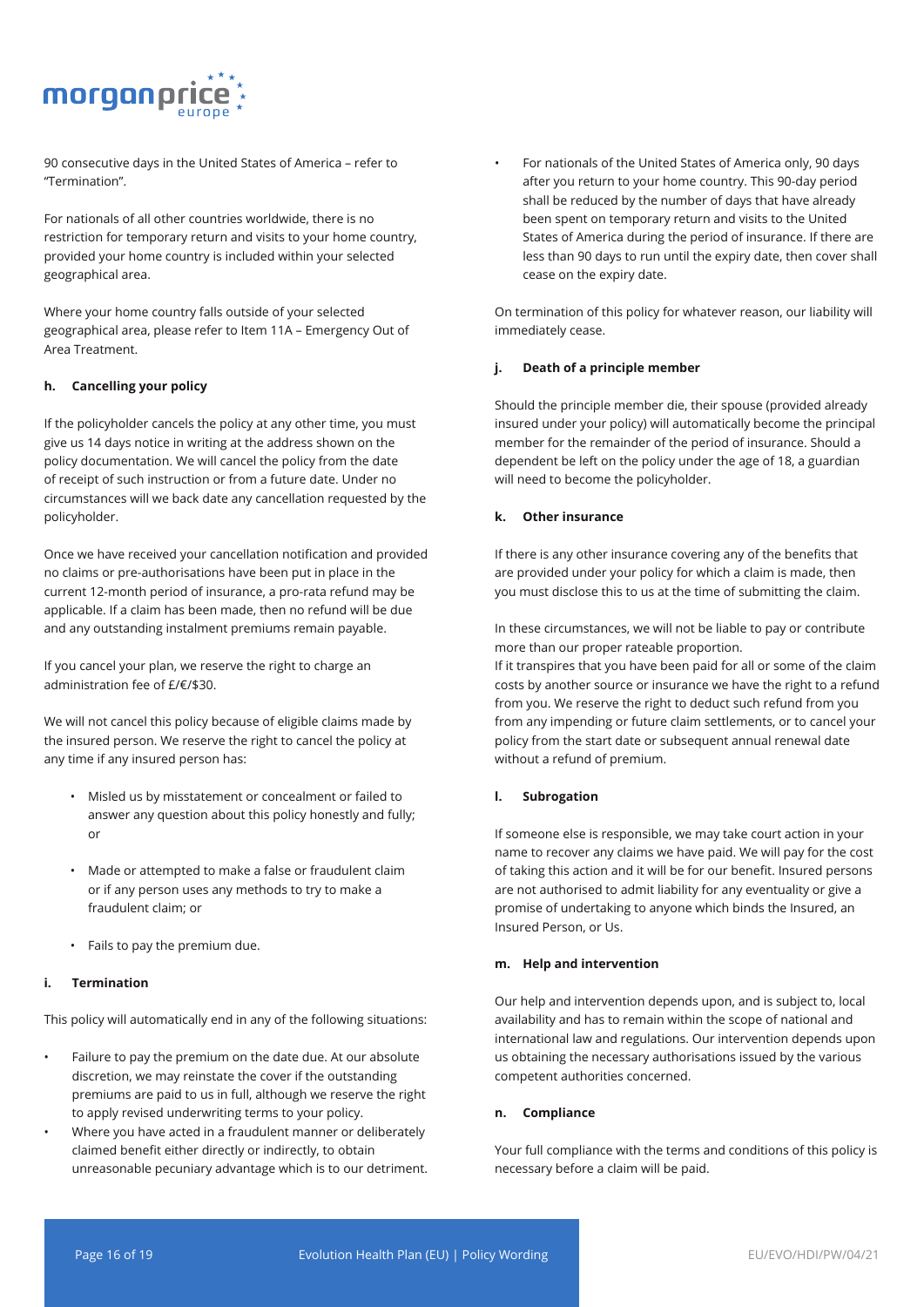90 consecutive days in the United States of America – refer to "Termination".

For nationals of all other countries worldwide, there is no restriction for temporary return and visits to your home country, provided your home country is included within your selected geographical area.

Where your home country falls outside of your selected geographical area, please refer to Item 11A – Emergency Out of Area Treatment.

#### h. Cancelling your policy

If the policyholder cancels the policy at any other time, you must give us 14 days notice in writing at the address shown on the policy documentation. We will cancel the policy from the date of receipt of such instruction or from a future date. Under no circumstances will we back date any cancellation requested by the policyholder.

Once we have received your cancellation notification and provided no claims or pre-authorisations have been put in place in the current 12-month period of insurance, a pro-rata refund may be applicable. If a claim has been made, then no refund will be due and any outstanding instalment premiums remain payable.

If you cancel your plan, we reserve the right to charge an administration fee of £/€/$30.

We will not cancel this policy because of eligible claims made by the insured person. We reserve the right to cancel the policy at any time if any insured person has:

- Misled us by misstatement or concealment or failed to answer any question about this policy honestly and fully; or
- Made or attempted to make a false or fraudulent claim or if any person uses any methods to try to make a fraudulent claim; or
- Fails to pay the premium due.

#### i. Termination

This policy will automatically end in any of the following situations:

- Failure to pay the premium on the date due. At our absolute discretion, we may reinstate the cover if the outstanding premiums are paid to us in full, although we reserve the right to apply revised underwriting terms to your policy.
- Where you have acted in a fraudulent manner or deliberately claimed benefit either directly or indirectly, to obtain unreasonable pecuniary advantage which is to our detriment.
- For nationals of the United States of America only, 90 days after you return to your home country. This 90-day period shall be reduced by the number of days that have already been spent on temporary return and visits to the United States of America during the period of insurance. If there are less than 90 days to run until the expiry date, then cover shall cease on the expiry date.

On termination of this policy for whatever reason, our liability will immediately cease.

#### j. Death of a principle member

Should the principle member die, their spouse (provided already insured under your policy) will automatically become the principal member for the remainder of the period of insurance. Should a dependent be left on the policy under the age of 18, a guardian will need to become the policyholder.

#### k. Other insurance

If there is any other insurance covering any of the benefits that are provided under your policy for which a claim is made, then you must disclose this to us at the time of submitting the claim.

In these circumstances, we will not be liable to pay or contribute more than our proper rateable proportion.
If it transpires that you have been paid for all or some of the claim costs by another source or insurance we have the right to a refund from you. We reserve the right to deduct such refund from you from any impending or future claim settlements, or to cancel your policy from the start date or subsequent annual renewal date without a refund of premium.

#### l. Subrogation

If someone else is responsible, we may take court action in your name to recover any claims we have paid. We will pay for the cost of taking this action and it will be for our benefit. Insured persons are not authorised to admit liability for any eventuality or give a promise of undertaking to anyone which binds the Insured, an Insured Person, or Us.

#### m. Help and intervention

Our help and intervention depends upon, and is subject to, local availability and has to remain within the scope of national and international law and regulations. Our intervention depends upon us obtaining the necessary authorisations issued by the various competent authorities concerned.

#### n. Compliance

Your full compliance with the terms and conditions of this policy is necessary before a claim will be paid.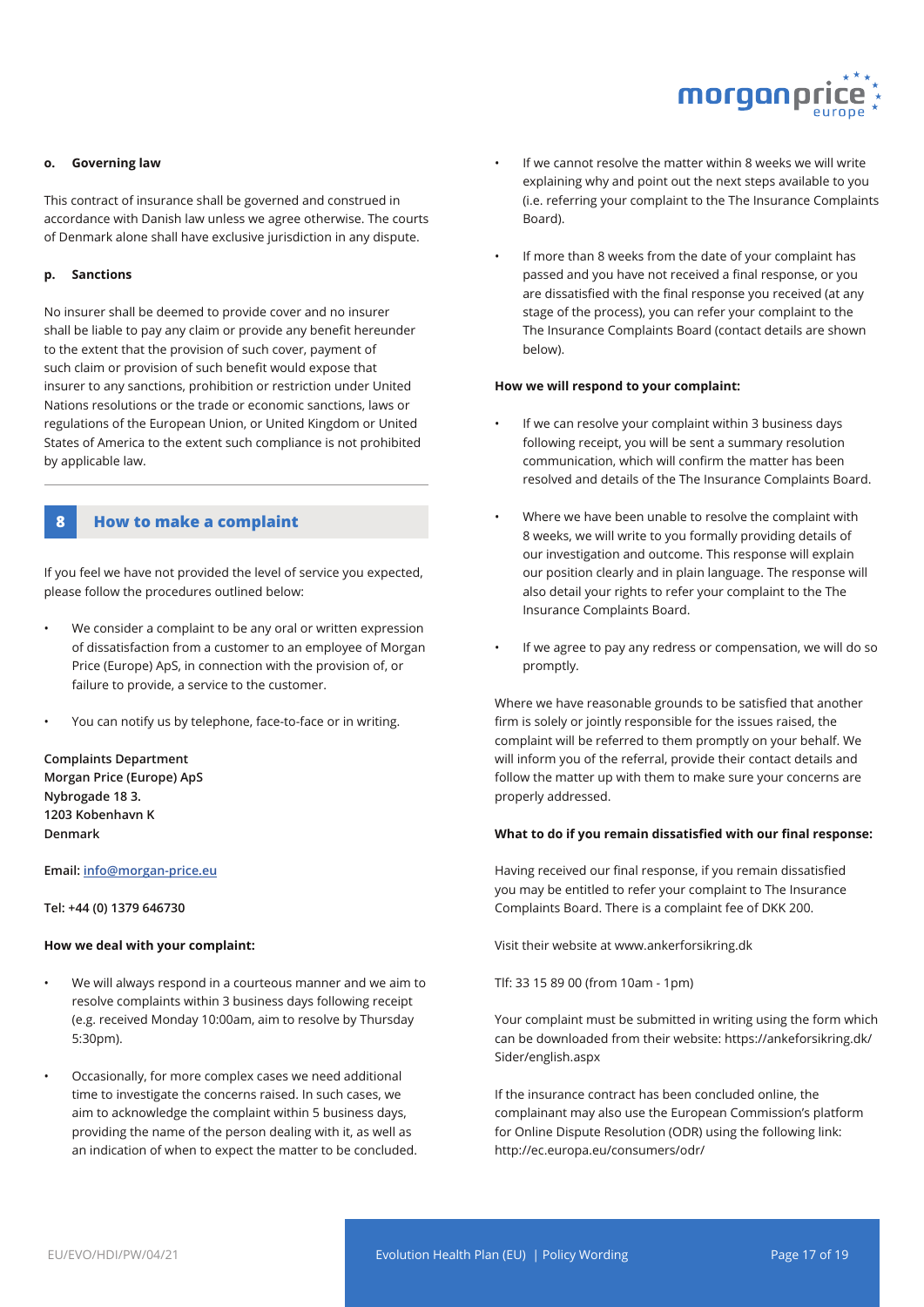#### o. Governing law

This contract of insurance shall be governed and construed in accordance with Danish law unless we agree otherwise. The courts of Denmark alone shall have exclusive jurisdiction in any dispute.

#### p. Sanctions

No insurer shall be deemed to provide cover and no insurer shall be liable to pay any claim or provide any benefit hereunder to the extent that the provision of such cover, payment of such claim or provision of such benefit would expose that insurer to any sanctions, prohibition or restriction under United Nations resolutions or the trade or economic sanctions, laws or regulations of the European Union, or United Kingdom or United States of America to the extent such compliance is not prohibited by applicable law.

## 8 How to make a complaint

If you feel we have not provided the level of service you expected, please follow the procedures outlined below:

- We consider a complaint to be any oral or written expression of dissatisfaction from a customer to an employee of Morgan Price (Europe) ApS, in connection with the provision of, or failure to provide, a service to the customer.
- You can notify us by telephone, face-to-face or in writing.

**Complaints Department**
**Morgan Price (Europe) ApS**
**Nybrogade 18 3.**
**1203 Kobenhavn K**
**Denmark**

**Email: info@morgan-price.eu**

**Tel: +44 (0) 1379 646730**

**How we deal with your complaint:**

- We will always respond in a courteous manner and we aim to resolve complaints within 3 business days following receipt (e.g. received Monday 10:00am, aim to resolve by Thursday 5:30pm).
- Occasionally, for more complex cases we need additional time to investigate the concerns raised. In such cases, we aim to acknowledge the complaint within 5 business days, providing the name of the person dealing with it, as well as an indication of when to expect the matter to be concluded.
- If we cannot resolve the matter within 8 weeks we will write explaining why and point out the next steps available to you (i.e. referring your complaint to the The Insurance Complaints Board).
- If more than 8 weeks from the date of your complaint has passed and you have not received a final response, or you are dissatisfied with the final response you received (at any stage of the process), you can refer your complaint to the The Insurance Complaints Board (contact details are shown below).

**How we will respond to your complaint:**

- If we can resolve your complaint within 3 business days following receipt, you will be sent a summary resolution communication, which will confirm the matter has been resolved and details of the The Insurance Complaints Board.
- Where we have been unable to resolve the complaint with 8 weeks, we will write to you formally providing details of our investigation and outcome. This response will explain our position clearly and in plain language. The response will also detail your rights to refer your complaint to the The Insurance Complaints Board.
- If we agree to pay any redress or compensation, we will do so promptly.

Where we have reasonable grounds to be satisfied that another firm is solely or jointly responsible for the issues raised, the complaint will be referred to them promptly on your behalf. We will inform you of the referral, provide their contact details and follow the matter up with them to make sure your concerns are properly addressed.

**What to do if you remain dissatisfied with our final response:**

Having received our final response, if you remain dissatisfied you may be entitled to refer your complaint to The Insurance Complaints Board. There is a complaint fee of DKK 200.

Visit their website at www.ankerforsikring.dk

Tlf: 33 15 89 00 (from 10am - 1pm)

Your complaint must be submitted in writing using the form which can be downloaded from their website: https://ankeforsikring.dk/Sider/english.aspx

If the insurance contract has been concluded online, the complainant may also use the European Commission's platform for Online Dispute Resolution (ODR) using the following link: http://ec.europa.eu/consumers/odr/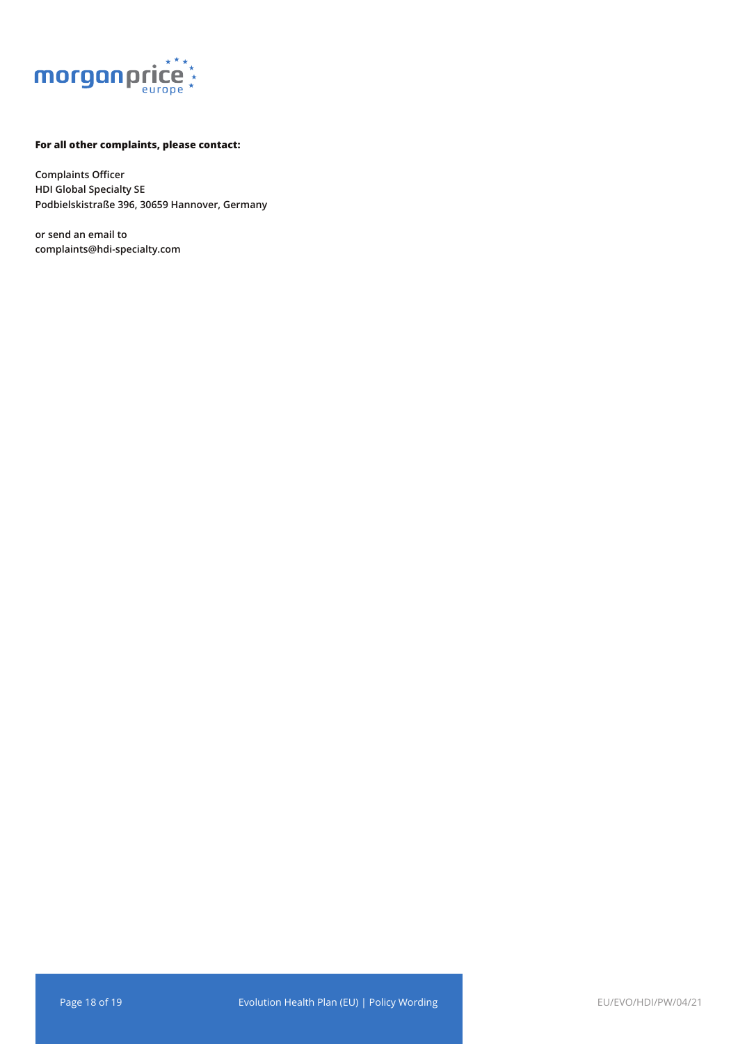**For all other complaints, please contact:**

Complaints Officer
HDI Global Specialty SE
Podbielskistraße 396, 30659 Hannover, Germany

or send an email to
complaints@hdi-specialty.com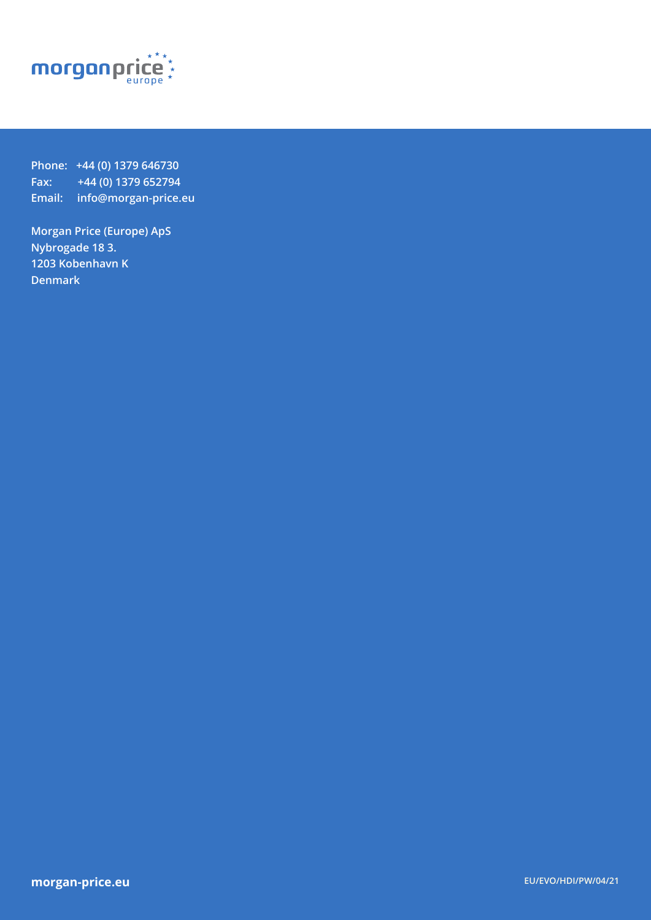morganprice europe

**Phone:** +44 (0) 1379 646730
**Fax:** +44 (0) 1379 652794
**Email:** info@morgan-price.eu

**Morgan Price (Europe) ApS**
**Nybrogade 18 3.**
**1203 Kobenhavn K**
**Denmark**

**morgan-price.eu**

EU/EVO/HDI/PW/04/21